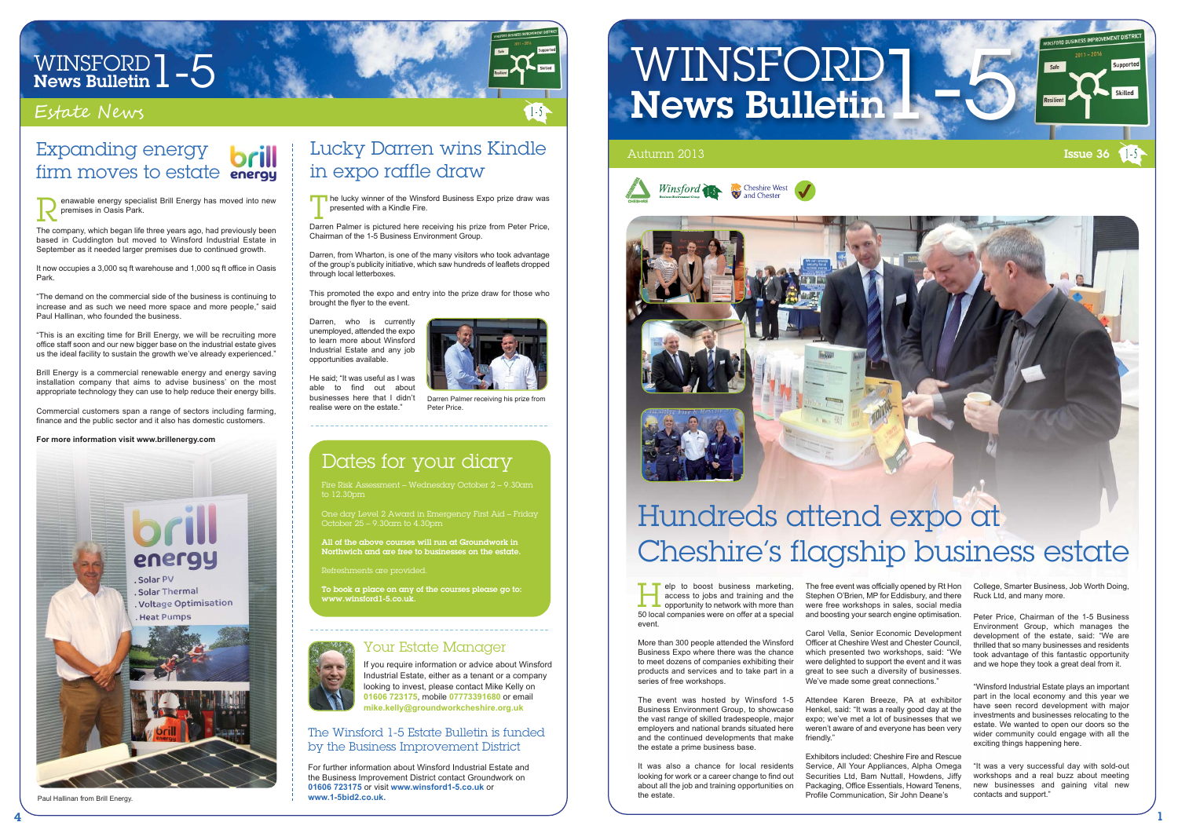# WINSFORD News Bulletin 1-5

## Estate News

## Expanding energy firm moves to estate

Renewable energy specialist Brill Energy has moved into new premises in Oasis Park.

The company, which began life three years ago, had previously been based in Cuddington but moved to Winsford Industrial Estate in September as it needed larger premises due to continued growth.

It now occupies a 3,000 sq ft warehouse and 1,000 sq ft office in Oasis Park.

"The demand on the commercial side of the business is continuing to increase and as such we need more space and more people," said Paul Hallinan, who founded the business.

"This is an exciting time for Brill Energy, we will be recruiting more office staff soon and our new bigger base on the industrial estate gives us the ideal facility to sustain the growth we've already experienced."

Brill Energy is a commercial renewable energy and energy saving installation company that aims to advise business' on the most appropriate technology they can use to help reduce their energy bills.

Commercial customers span a range of sectors including farming, finance and the public sector and it also has domestic customers.

**For more information visit www.brillenergy.com**

Paul Hallinan from Brill Energy.

## Lucky Darren wins Kindle in expo raffle draw

The lucky winner of the Winsford Business Expo prize draw was presented with a Kindle Fire.

Darren Palmer is pictured here receiving his prize from Peter Price, Chairman of the 1-5 Business Environment Group.

Darren, from Wharton, is one of the many visitors who took advantage of the group's publicity initiative, which saw hundreds of leaflets dropped through local letterboxes.

This promoted the expo and entry into the prize draw for those who brought the flyer to the event.

Darren, who is currently unemployed, attended the expo to learn more about Winsford Industrial Estate and any job opportunities available.

He said; "It was useful as I was able to find out about businesses here that I didn't realise were on the estate."

Darren Palmer receiving his prize from Peter Price.

## Dates for your diary

Fire Risk Assessment – Wednesday October 2 – 9.30am to 12.30pm

One day Level 2 Award in Emergency First Aid – Friday October 25 – 9.30am to 4.30pm

**All of the above courses will run at Groundwork in Northwich and are free to businesses on the estate.**

Refreshments are provided.

**To book a place on any of the courses please go to: www.winsford1-5.co.uk.**

## Your Estate Manager

If you require information or advice about Winsford Industrial Estate, either as a tenant or a company looking to invest, please contact Mike Kelly on **01606 723175**, mobile **07773391680** or email **mike.kelly@groundworkcheshire.org.uk**

## The Winsford 1-5 Estate Bulletin is funded by the Business Improvement District

For further information about Winsford Industrial Estate and the Business Improvement District contact Groundwork on **01606 723175** or visit **www.winsford1-5.co.uk** or **www.1-5bid2.co.uk.**

# WINSFORD News Bulletin 1-5

Autumn 2013 — Issue 36

## Hundreds attend expo at Cheshire's flagship business estate

Help to boost business marketing, access to jobs and training and the opportunity to network with more than 50 local companies were on offer at a special event.

More than 300 people attended the Winsford Business Expo where there was the chance to meet dozens of companies exhibiting their products and services and to take part in a series of free workshops.

The event was hosted by Winsford 1-5 Business Environment Group, to showcase the vast range of skilled tradespeople, major employers and national brands situated here and the continued developments that make the estate a prime business base.

It was also a chance for local residents looking for work or a career change to find out about all the job and training opportunities on the estate.

The free event was officially opened by Rt Hon Stephen O'Brien, MP for Eddisbury, and there were free workshops in sales, social media and boosting your search engine optimisation.

Carol Vella, Senior Economic Development Officer at Cheshire West and Chester Council, which presented two workshops, said: "We were delighted to support the event and it was great to see such a diversity of businesses. We've made some great connections."

Attendee Karen Breeze, PA at exhibitor Henkel, said: "It was a really good day at the expo; we've met a lot of businesses that we weren't aware of and everyone has been very friendly."

Exhibitors included: Cheshire Fire and Rescue Service, All Your Appliances, Alpha Omega Securities Ltd, Bam Nuttall, Howdens, Jiffy Packaging, Office Essentials, Howard Tenens, Profile Communication, Sir John Deane's College, Smarter Business, Job Worth Doing, Ruck Ltd, and many more.

Peter Price, Chairman of the 1-5 Business Environment Group, which manages the development of the estate, said: "We are thrilled that so many businesses and residents took advantage of this fantastic opportunity and we hope they took a great deal from it.

"Winsford Industrial Estate plays an important part in the local economy and this year we have seen record development with major investments and businesses relocating to the estate. We wanted to open our doors so the wider community could engage with all the exciting things happening here.

"It was a very successful day with sold-out workshops and a real buzz about meeting new businesses and gaining vital new contacts and support."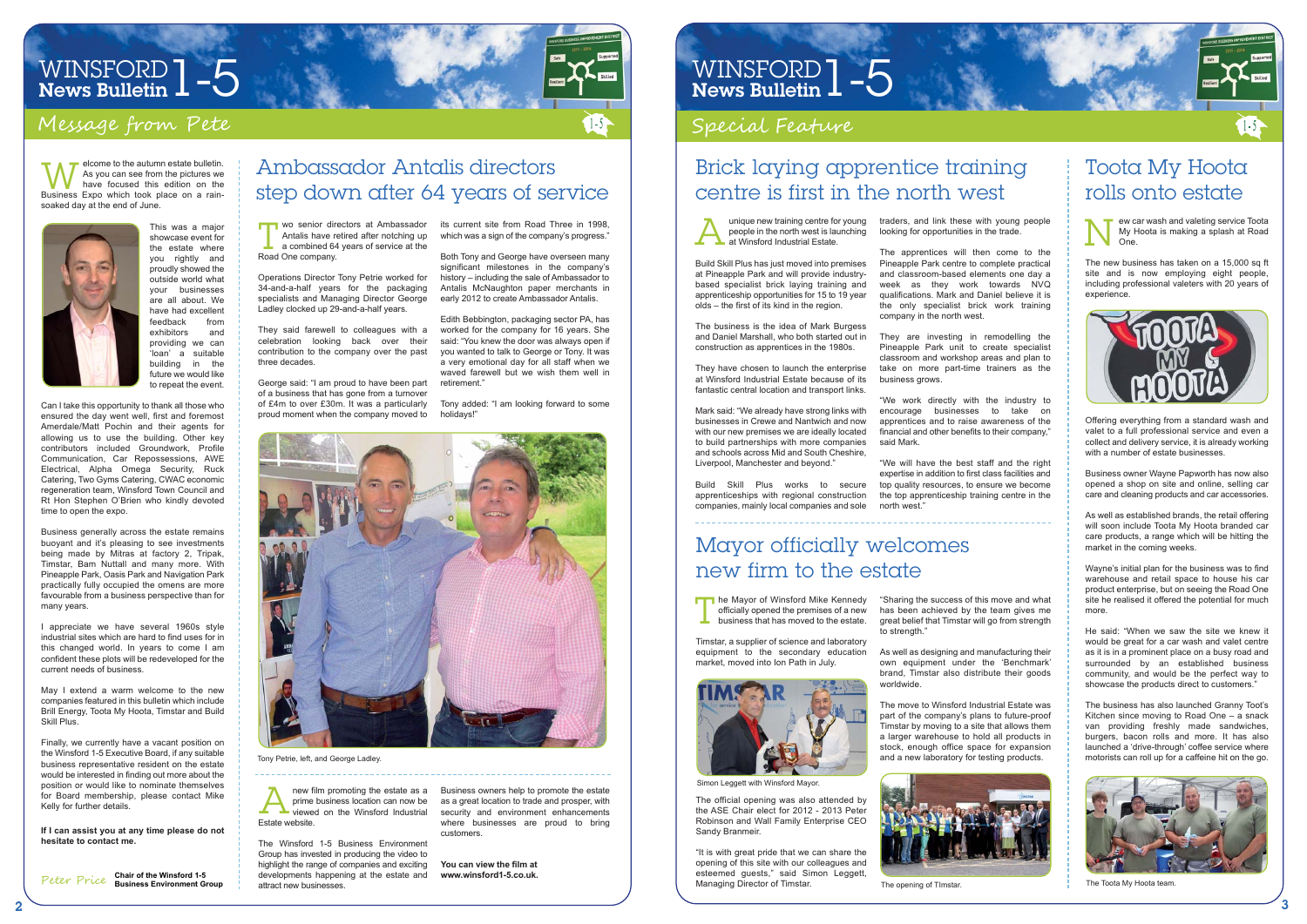# WINSFORD 1-5 News Bulletin

## Message from Pete

Welcome to the autumn estate bulletin. As you can see from the pictures we have focused this edition on the Business Expo which took place on a rain-soaked day at the end of June.

This was a major showcase event for the estate where you rightly and proudly showed the outside world what your businesses are all about. We have had excellent feedback from exhibitors and providing we can 'loan' a suitable building in the future we would like to repeat the event.

Can I take this opportunity to thank all those who ensured the day went well, first and foremost Amerdale/Matt Pochin and their agents for allowing us to use the building. Other key contributors included Groundwork, Profile Communication, Car Repossessions, AWE Electrical, Alpha Omega Security, Ruck Catering, Two Gyms Catering, CWAC economic regeneration team, Winsford Town Council and Rt Hon Stephen O'Brien who kindly devoted time to open the expo.

Business generally across the estate remains buoyant and it's pleasing to see investments being made by Mitras at factory 2, Tripak, Timstar, Bam Nuttall and many more. With Pineapple Park, Oasis Park and Navigation Park practically fully occupied the omens are more favourable from a business perspective than for many years.

I appreciate we have several 1960s style industrial sites which are hard to find uses for in this changed world. In years to come I am confident these plots will be redeveloped for the current needs of business.

May I extend a warm welcome to the new companies featured in this bulletin which include Brill Energy, Toota My Hoota, Timstar and Build Skill Plus.

Finally, we currently have a vacant position on the Winsford 1-5 Executive Board, if any suitable business representative resident on the estate would be interested in finding out more about the position or would like to nominate themselves for Board membership, please contact Mike Kelly for further details.

**If I can assist you at any time please do not hesitate to contact me.**

*Peter Price* **Chair of the Winsford 1-5 Business Environment Group**

## Ambassador Antalis directors step down after 64 years of service

Two senior directors at Ambassador Antalis have retired after notching up a combined 64 years of service at the Road One company.

Operations Director Tony Petrie worked for 34-and-a-half years for the packaging specialists and Managing Director George Ladley clocked up 29-and-a-half years.

They said farewell to colleagues with a celebration looking back over their contribution to the company over the past three decades.

George said: "I am proud to have been part of a business that has gone from a turnover of £4m to over £30m. It was a particularly proud moment when the company moved to its current site from Road Three in 1998, which was a sign of the company's progress."

Both Tony and George have overseen many significant milestones in the company's history – including the sale of Ambassador to Antalis McNaughton paper merchants in early 2012 to create Ambassador Antalis.

Edith Bebbington, packaging sector PA, has worked for the company for 16 years. She said: "You knew the door was always open if you wanted to talk to George or Tony. It was a very emotional day for all staff when we waved farewell but we wish them well in retirement."

Tony added: "I am looking forward to some holidays!"

Tony Petrie, left, and George Ladley.

A new film promoting the estate as a prime business location can now be viewed on the Winsford Industrial Estate website.

The Winsford 1-5 Business Environment Group has invested in producing the video to highlight the range of companies and exciting developments happening at the estate and attract new businesses.

Business owners help to promote the estate as a great location to trade and prosper, with security and environment enhancements where businesses are proud to bring customers.

**You can view the film at www.winsford1-5.co.uk.**

# WINSFORD 1-5 News Bulletin

## Special Feature

## Brick laying apprentice training centre is first in the north west

A unique new training centre for young people in the north west is launching at Winsford Industrial Estate.

Build Skill Plus has just moved into premises at Pineapple Park and will provide industry-based specialist brick laying training and apprenticeship opportunities for 15 to 19 year olds – the first of its kind in the region.

The business is the idea of Mark Burgess and Daniel Marshall, who both started out in construction as apprentices in the 1980s.

They have chosen to launch the enterprise at Winsford Industrial Estate because of its fantastic central location and transport links.

Mark said: "We already have strong links with businesses in Crewe and Nantwich and now with our new premises we are ideally located to build partnerships with more companies and schools across Mid and South Cheshire, Liverpool, Manchester and beyond."

Build Skill Plus works to secure apprenticeships with regional construction companies, mainly local companies and sole traders, and link these with young people looking for opportunities in the trade.

The apprentices will then come to the Pineapple Park centre to complete practical and classroom-based elements one day a week as they work towards NVQ qualifications. Mark and Daniel believe it is the only specialist brick work training company in the north west.

They are investing in remodelling the Pineapple Park unit to create specialist classroom and workshop areas and plan to take on more part-time trainers as the business grows.

"We work directly with the industry to encourage businesses to take on apprentices and to raise awareness of the financial and other benefits to their company," said Mark.

"We will have the best staff and the right expertise in addition to first class facilities and top quality resources, to ensure we become the top apprenticeship training centre in the north west."

## Mayor officially welcomes new firm to the estate

The Mayor of Winsford Mike Kennedy officially opened the premises of a new business that has moved to the estate.

Timstar, a supplier of science and laboratory equipment to the secondary education market, moved into Ion Path in July.

Simon Leggett with Winsford Mayor.

The official opening was also attended by the ASE Chair elect for 2012 - 2013 Peter Robinson and Wall Family Enterprise CEO Sandy Branmeir.

"It is with great pride that we can share the opening of this site with our colleagues and esteemed guests," said Simon Leggett, Managing Director of Timstar.

"Sharing the success of this move and what has been achieved by the team gives me great belief that Timstar will go from strength to strength."

As well as designing and manufacturing their own equipment under the 'Benchmark' brand, Timstar also distribute their goods worldwide.

The move to Winsford Industrial Estate was part of the company's plans to future-proof Timstar by moving to a site that allows them a larger warehouse to hold all products in stock, enough office space for expansion and a new laboratory for testing products.

The opening of Timstar.

## Toota My Hoota rolls onto estate

New car wash and valeting service Toota My Hoota is making a splash at Road One.

The new business has taken on a 15,000 sq ft site and is now employing eight people, including professional valeters with 20 years of experience.

Offering everything from a standard wash and valet to a full professional service and even a collect and delivery service, it is already working with a number of estate businesses.

Business owner Wayne Papworth has now also opened a shop on site and online, selling car care and cleaning products and car accessories.

As well as established brands, the retail offering will soon include Toota My Hoota branded car care products, a range which will be hitting the market in the coming weeks.

Wayne's initial plan for the business was to find warehouse and retail space to house his car product enterprise, but on seeing the Road One site he realised it offered the potential for much more.

He said: "When we saw the site we knew it would be great for a car wash and valet centre as it is in a prominent place on a busy road and surrounded by an established business community, and would be the perfect way to showcase the products direct to customers."

The business has also launched Granny Toot's Kitchen since moving to Road One – a snack van providing freshly made sandwiches, burgers, bacon rolls and more. It has also launched a 'drive-through' coffee service where motorists can roll up for a caffeine hit on the go.

The Toota My Hoota team.